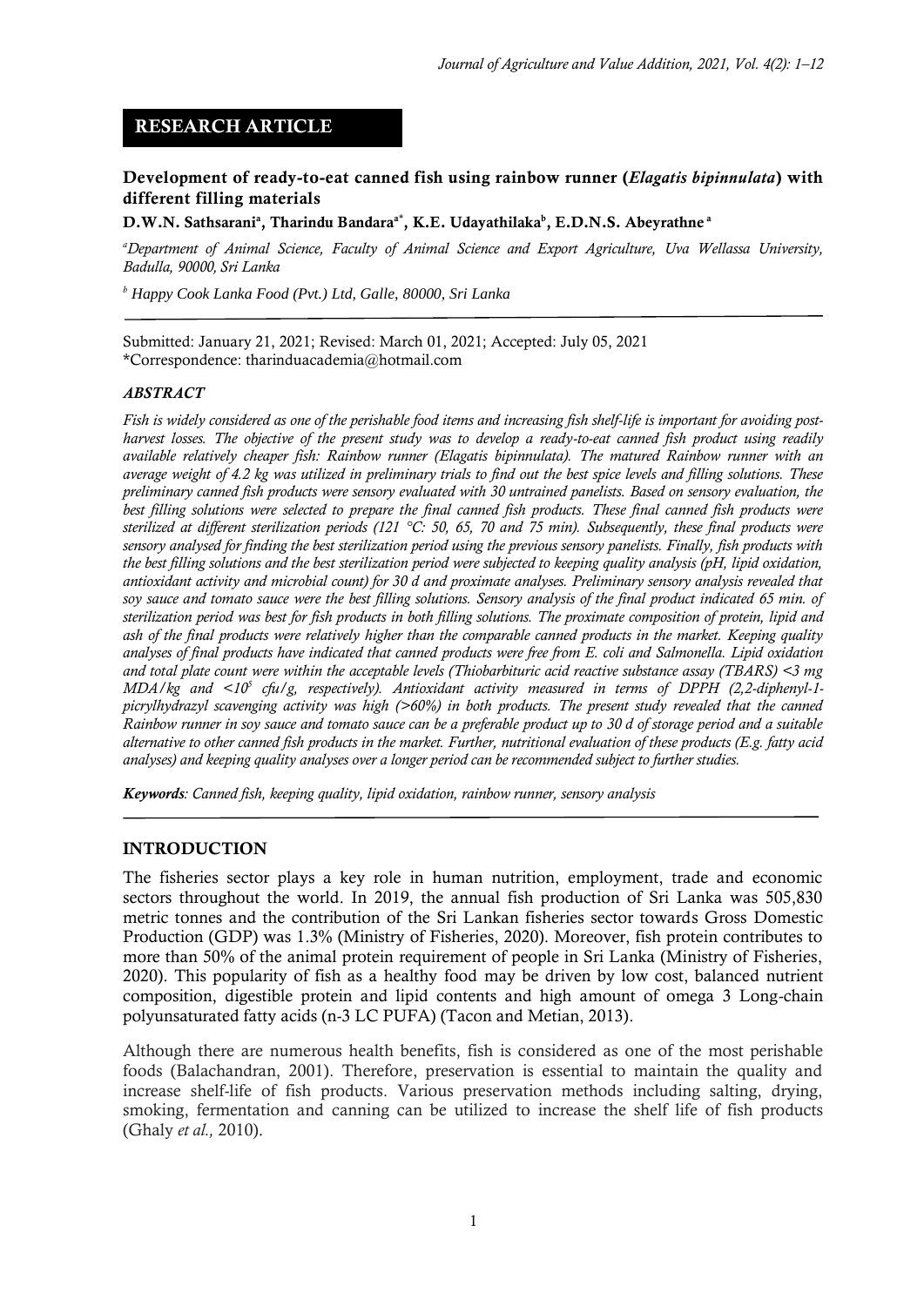**RESEARCH ARTICLE**

# Development of ready-to-eat canned fish using rainbow runner (*Elagatis bipinnulata*) with different filling materials

**D.W.N. Sathsarani[a], Tharindu Bandara[a*], K.E. Udayathilaka[b], E.D.N.S. Abeyrathne[a]**

[a]*Department of Animal Science, Faculty of Animal Science and Export Agriculture, Uva Wellassa University, Badulla, 90000, Sri Lanka*

[b] *Happy Cook Lanka Food (Pvt.) Ltd, Galle, 80000, Sri Lanka*

Submitted: January 21, 2021; Revised: March 01, 2021; Accepted: July 05, 2021
*Correspondence: tharinduacademia@hotmail.com

### *ABSTRACT*

*Fish is widely considered as one of the perishable food items and increasing fish shelf-life is important for avoiding post-harvest losses. The objective of the present study was to develop a ready-to-eat canned fish product using readily available relatively cheaper fish: Rainbow runner (Elagatis bipinnulata). The matured Rainbow runner with an average weight of 4.2 kg was utilized in preliminary trials to find out the best spice levels and filling solutions. These preliminary canned fish products were sensory evaluated with 30 untrained panelists. Based on sensory evaluation, the best filling solutions were selected to prepare the final canned fish products. These final canned fish products were sterilized at different sterilization periods (121 °C: 50, 65, 70 and 75 min). Subsequently, these final products were sensory analysed for finding the best sterilization period using the previous sensory panelists. Finally, fish products with the best filling solutions and the best sterilization period were subjected to keeping quality analysis (pH, lipid oxidation, antioxidant activity and microbial count) for 30 d and proximate analyses. Preliminary sensory analysis revealed that soy sauce and tomato sauce were the best filling solutions. Sensory analysis of the final product indicated 65 min. of sterilization period was best for fish products in both filling solutions. The proximate composition of protein, lipid and ash of the final products were relatively higher than the comparable canned products in the market. Keeping quality analyses of final products have indicated that canned products were free from E. coli and Salmonella. Lipid oxidation and total plate count were within the acceptable levels (Thiobarbituric acid reactive substance assay (TBARS) <3 mg MDA/kg and <$10^5$ cfu/g, respectively). Antioxidant activity measured in terms of DPPH (2,2-diphenyl-1-picrylhydrazyl scavenging activity was high (>60%) in both products. The present study revealed that the canned Rainbow runner in soy sauce and tomato sauce can be a preferable product up to 30 d of storage period and a suitable alternative to other canned fish products in the market. Further, nutritional evaluation of these products (E.g. fatty acid analyses) and keeping quality analyses over a longer period can be recommended subject to further studies.*

***Keywords**: Canned fish, keeping quality, lipid oxidation, rainbow runner, sensory analysis*

## INTRODUCTION

The fisheries sector plays a key role in human nutrition, employment, trade and economic sectors throughout the world. In 2019, the annual fish production of Sri Lanka was 505,830 metric tonnes and the contribution of the Sri Lankan fisheries sector towards Gross Domestic Production (GDP) was 1.3% (Ministry of Fisheries, 2020). Moreover, fish protein contributes to more than 50% of the animal protein requirement of people in Sri Lanka (Ministry of Fisheries, 2020). This popularity of fish as a healthy food may be driven by low cost, balanced nutrient composition, digestible protein and lipid contents and high amount of omega 3 Long-chain polyunsaturated fatty acids (n-3 LC PUFA) (Tacon and Metian, 2013).

Although there are numerous health benefits, fish is considered as one of the most perishable foods (Balachandran, 2001). Therefore, preservation is essential to maintain the quality and increase shelf-life of fish products. Various preservation methods including salting, drying, smoking, fermentation and canning can be utilized to increase the shelf life of fish products (Ghaly *et al.,* 2010).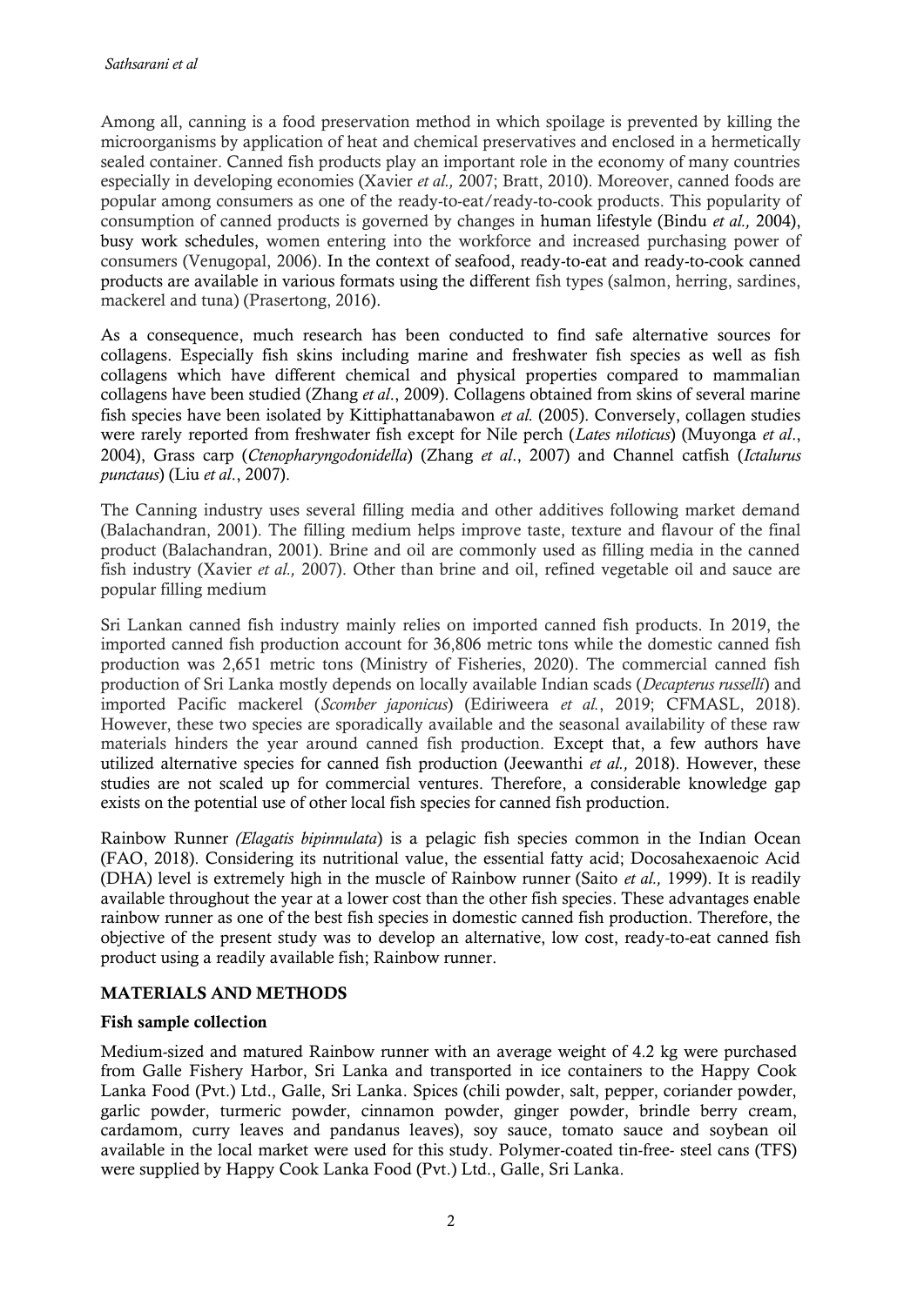Among all, canning is a food preservation method in which spoilage is prevented by killing the microorganisms by application of heat and chemical preservatives and enclosed in a hermetically sealed container. Canned fish products play an important role in the economy of many countries especially in developing economies (Xavier *et al.,* 2007; Bratt, 2010). Moreover, canned foods are popular among consumers as one of the ready-to-eat/ready-to-cook products. This popularity of consumption of canned products is governed by changes in human lifestyle (Bindu *et al.,* 2004), busy work schedules, women entering into the workforce and increased purchasing power of consumers (Venugopal, 2006). In the context of seafood, ready-to-eat and ready-to-cook canned products are available in various formats using the different fish types (salmon, herring, sardines, mackerel and tuna) (Prasertong, 2016).

As a consequence, much research has been conducted to find safe alternative sources for collagens. Especially fish skins including marine and freshwater fish species as well as fish collagens which have different chemical and physical properties compared to mammalian collagens have been studied (Zhang *et al*., 2009). Collagens obtained from skins of several marine fish species have been isolated by Kittiphattanabawon *et al.* (2005). Conversely, collagen studies were rarely reported from freshwater fish except for Nile perch (*Lates niloticus*) (Muyonga *et al*., 2004), Grass carp (*Ctenopharyngodonidella*) (Zhang *et al*., 2007) and Channel catfish (*Ictalurus punctaus*) (Liu *et al*., 2007).

The Canning industry uses several filling media and other additives following market demand (Balachandran, 2001). The filling medium helps improve taste, texture and flavour of the final product (Balachandran, 2001). Brine and oil are commonly used as filling media in the canned fish industry (Xavier *et al.,* 2007). Other than brine and oil, refined vegetable oil and sauce are popular filling medium

Sri Lankan canned fish industry mainly relies on imported canned fish products. In 2019, the imported canned fish production account for 36,806 metric tons while the domestic canned fish production was 2,651 metric tons (Ministry of Fisheries, 2020). The commercial canned fish production of Sri Lanka mostly depends on locally available Indian scads (*Decapterus russelli*) and imported Pacific mackerel (*Scomber japonicus*) (Ediriweera *et al.*, 2019; CFMASL, 2018). However, these two species are sporadically available and the seasonal availability of these raw materials hinders the year around canned fish production. Except that, a few authors have utilized alternative species for canned fish production (Jeewanthi *et al.,* 2018). However, these studies are not scaled up for commercial ventures. Therefore, a considerable knowledge gap exists on the potential use of other local fish species for canned fish production.

Rainbow Runner *(Elagatis bipinnulata*) is a pelagic fish species common in the Indian Ocean (FAO, 2018). Considering its nutritional value, the essential fatty acid; Docosahexaenoic Acid (DHA) level is extremely high in the muscle of Rainbow runner (Saito *et al.,* 1999). It is readily available throughout the year at a lower cost than the other fish species. These advantages enable rainbow runner as one of the best fish species in domestic canned fish production. Therefore, the objective of the present study was to develop an alternative, low cost, ready-to-eat canned fish product using a readily available fish; Rainbow runner.

## MATERIALS AND METHODS

### Fish sample collection

Medium-sized and matured Rainbow runner with an average weight of 4.2 kg were purchased from Galle Fishery Harbor, Sri Lanka and transported in ice containers to the Happy Cook Lanka Food (Pvt.) Ltd., Galle, Sri Lanka. Spices (chili powder, salt, pepper, coriander powder, garlic powder, turmeric powder, cinnamon powder, ginger powder, brindle berry cream, cardamom, curry leaves and pandanus leaves), soy sauce, tomato sauce and soybean oil available in the local market were used for this study. Polymer-coated tin-free- steel cans (TFS) were supplied by Happy Cook Lanka Food (Pvt.) Ltd., Galle, Sri Lanka.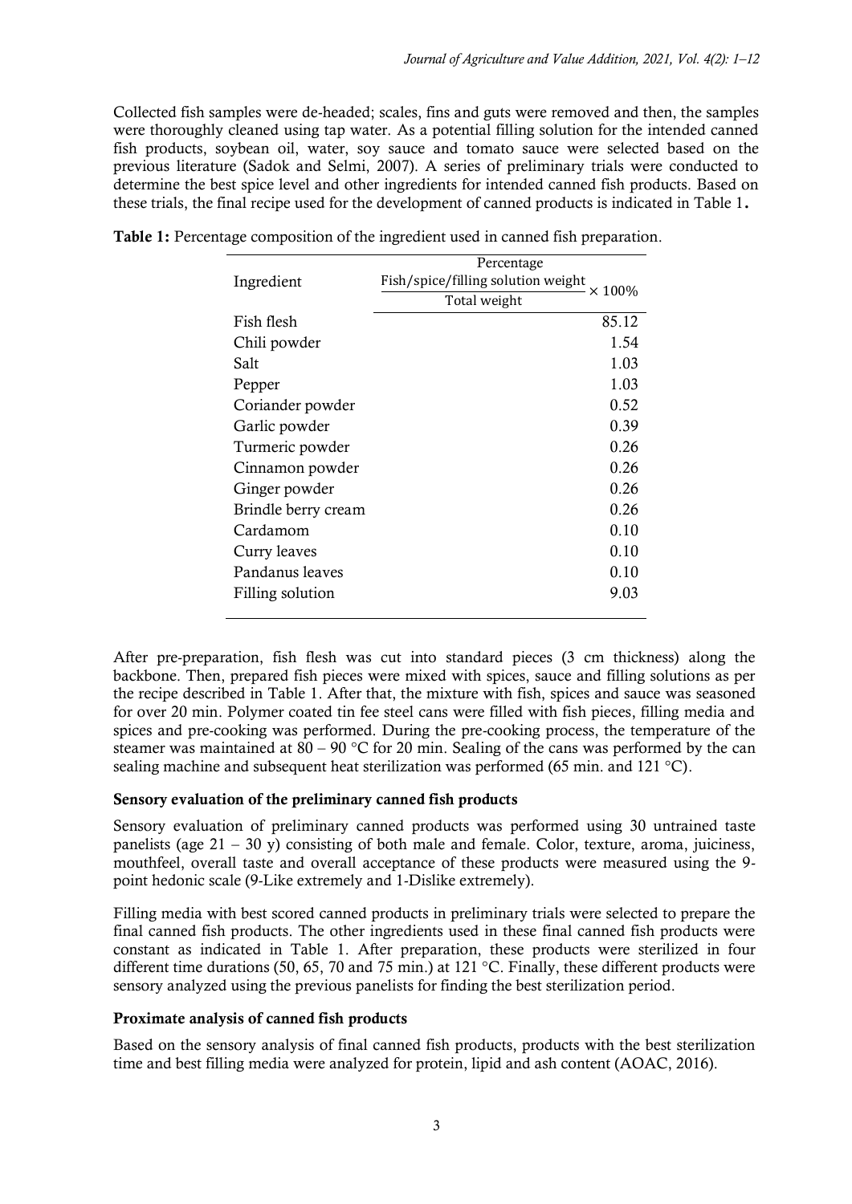Collected fish samples were de-headed; scales, fins and guts were removed and then, the samples were thoroughly cleaned using tap water. As a potential filling solution for the intended canned fish products, soybean oil, water, soy sauce and tomato sauce were selected based on the previous literature (Sadok and Selmi, 2007). A series of preliminary trials were conducted to determine the best spice level and other ingredients for intended canned fish products. Based on these trials, the final recipe used for the development of canned products is indicated in Table 1**.**

**Table 1:** Percentage composition of the ingredient used in canned fish preparation.

| Ingredient | Percentage $\frac{\text{Fish/spice/filling solution weight}}{\text{Total weight}} \times 100\%$ |
|---|---|
| Fish flesh | 85.12 |
| Chili powder | 1.54 |
| Salt | 1.03 |
| Pepper | 1.03 |
| Coriander powder | 0.52 |
| Garlic powder | 0.39 |
| Turmeric powder | 0.26 |
| Cinnamon powder | 0.26 |
| Ginger powder | 0.26 |
| Brindle berry cream | 0.26 |
| Cardamom | 0.10 |
| Curry leaves | 0.10 |
| Pandanus leaves | 0.10 |
| Filling solution | 9.03 |

After pre-preparation, fish flesh was cut into standard pieces (3 cm thickness) along the backbone. Then, prepared fish pieces were mixed with spices, sauce and filling solutions as per the recipe described in Table 1. After that, the mixture with fish, spices and sauce was seasoned for over 20 min. Polymer coated tin fee steel cans were filled with fish pieces, filling media and spices and pre-cooking was performed. During the pre-cooking process, the temperature of the steamer was maintained at 80 – 90 °C for 20 min. Sealing of the cans was performed by the can sealing machine and subsequent heat sterilization was performed (65 min. and 121 °C).

### Sensory evaluation of the preliminary canned fish products

Sensory evaluation of preliminary canned products was performed using 30 untrained taste panelists (age 21 – 30 y) consisting of both male and female. Color, texture, aroma, juiciness, mouthfeel, overall taste and overall acceptance of these products were measured using the 9-point hedonic scale (9-Like extremely and 1-Dislike extremely).

Filling media with best scored canned products in preliminary trials were selected to prepare the final canned fish products. The other ingredients used in these final canned fish products were constant as indicated in Table 1. After preparation, these products were sterilized in four different time durations (50, 65, 70 and 75 min.) at 121 °C. Finally, these different products were sensory analyzed using the previous panelists for finding the best sterilization period.

### Proximate analysis of canned fish products

Based on the sensory analysis of final canned fish products, products with the best sterilization time and best filling media were analyzed for protein, lipid and ash content (AOAC, 2016).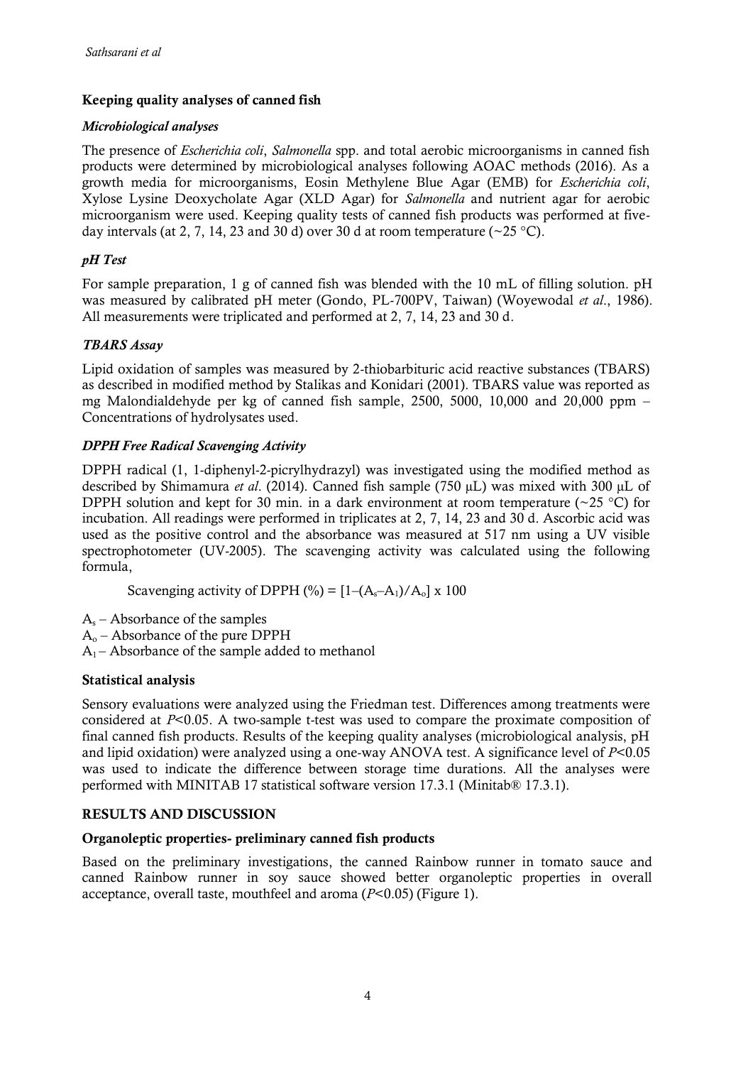### Keeping quality analyses of canned fish

#### *Microbiological analyses*

The presence of *Escherichia coli*, *Salmonella* spp. and total aerobic microorganisms in canned fish products were determined by microbiological analyses following AOAC methods (2016). As a growth media for microorganisms, Eosin Methylene Blue Agar (EMB) for *Escherichia coli*, Xylose Lysine Deoxycholate Agar (XLD Agar) for *Salmonella* and nutrient agar for aerobic microorganism were used. Keeping quality tests of canned fish products was performed at five-day intervals (at 2, 7, 14, 23 and 30 d) over 30 d at room temperature (~25 °C).

#### *pH Test*

For sample preparation, 1 g of canned fish was blended with the 10 mL of filling solution. pH was measured by calibrated pH meter (Gondo, PL-700PV, Taiwan) (Woyewodal *et al*., 1986). All measurements were triplicated and performed at 2, 7, 14, 23 and 30 d.

#### *TBARS Assay*

Lipid oxidation of samples was measured by 2-thiobarbituric acid reactive substances (TBARS) as described in modified method by Stalikas and Konidari (2001). TBARS value was reported as mg Malondialdehyde per kg of canned fish sample, 2500, 5000, 10,000 and 20,000 ppm – Concentrations of hydrolysates used.

#### *DPPH Free Radical Scavenging Activity*

DPPH radical (1, 1-diphenyl-2-picrylhydrazyl) was investigated using the modified method as described by Shimamura *et al*. (2014). Canned fish sample (750 µL) was mixed with 300 µL of DPPH solution and kept for 30 min. in a dark environment at room temperature (~25 °C) for incubation. All readings were performed in triplicates at 2, 7, 14, 23 and 30 d. Ascorbic acid was used as the positive control and the absorbance was measured at 517 nm using a UV visible spectrophotometer (UV-2005). The scavenging activity was calculated using the following formula,

$$\text{Scavenging activity of DPPH (\%)} = [1-(A_s-A_1)/A_o] \times 100$$

$A_s$ – Absorbance of the samples
$A_o$ – Absorbance of the pure DPPH
$A_1$ – Absorbance of the sample added to methanol

### Statistical analysis

Sensory evaluations were analyzed using the Friedman test. Differences among treatments were considered at $P<0.05$. A two-sample t-test was used to compare the proximate composition of final canned fish products. Results of the keeping quality analyses (microbiological analysis, pH and lipid oxidation) were analyzed using a one-way ANOVA test. A significance level of $P<0.05$ was used to indicate the difference between storage time durations. All the analyses were performed with MINITAB 17 statistical software version 17.3.1 (Minitab® 17.3.1).

## RESULTS AND DISCUSSION

### Organoleptic properties- preliminary canned fish products

Based on the preliminary investigations, the canned Rainbow runner in tomato sauce and canned Rainbow runner in soy sauce showed better organoleptic properties in overall acceptance, overall taste, mouthfeel and aroma ($P<0.05$) (Figure 1).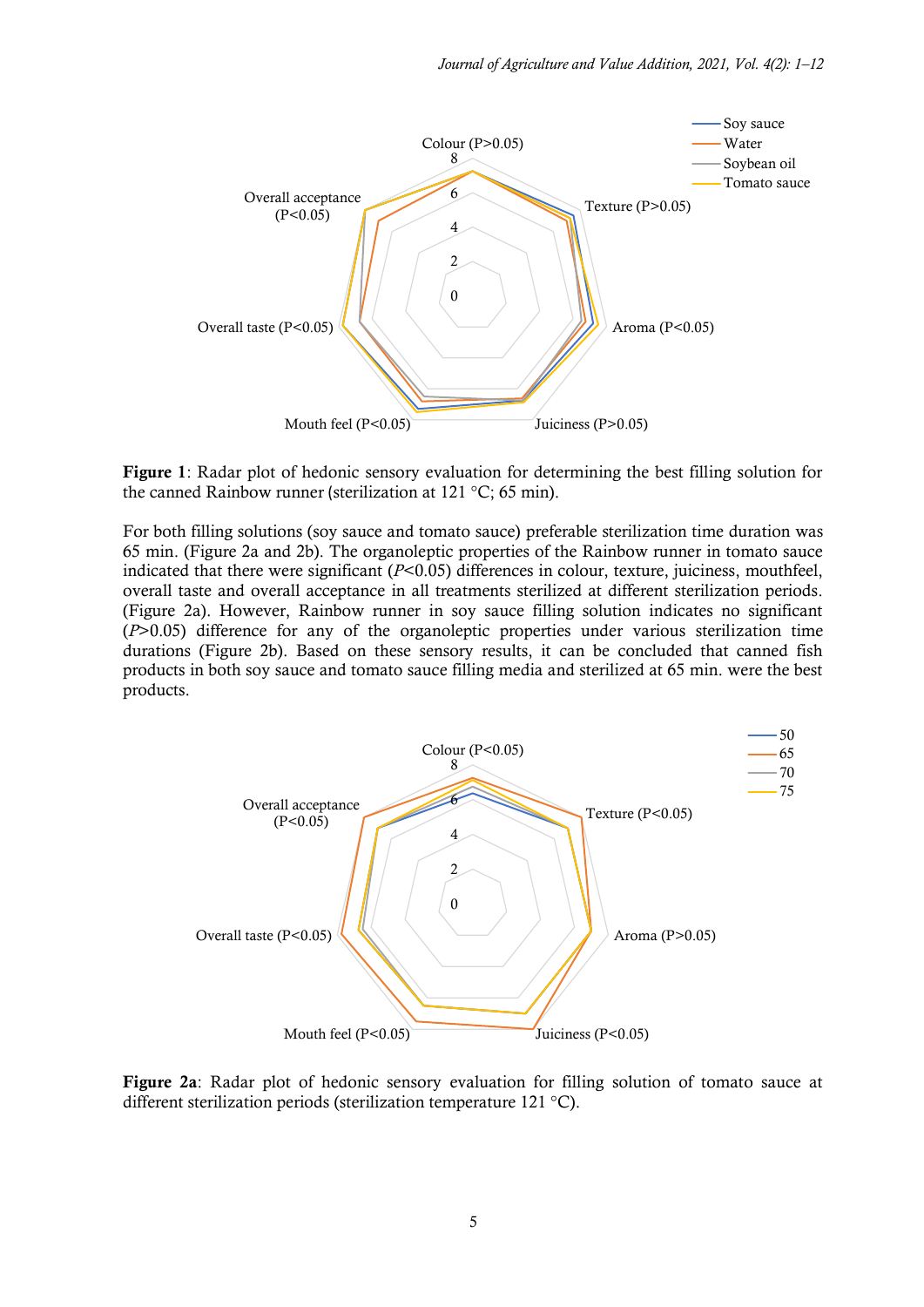**Figure 1**: Radar plot of hedonic sensory evaluation for determining the best filling solution for the canned Rainbow runner (sterilization at 121 °C; 65 min).

For both filling solutions (soy sauce and tomato sauce) preferable sterilization time duration was 65 min. (Figure 2a and 2b). The organoleptic properties of the Rainbow runner in tomato sauce indicated that there were significant (*P*<0.05) differences in colour, texture, juiciness, mouthfeel, overall taste and overall acceptance in all treatments sterilized at different sterilization periods. (Figure 2a). However, Rainbow runner in soy sauce filling solution indicates no significant (*P*>0.05) difference for any of the organoleptic properties under various sterilization time durations (Figure 2b). Based on these sensory results, it can be concluded that canned fish products in both soy sauce and tomato sauce filling media and sterilized at 65 min. were the best products.

**Figure 2a**: Radar plot of hedonic sensory evaluation for filling solution of tomato sauce at different sterilization periods (sterilization temperature 121 °C).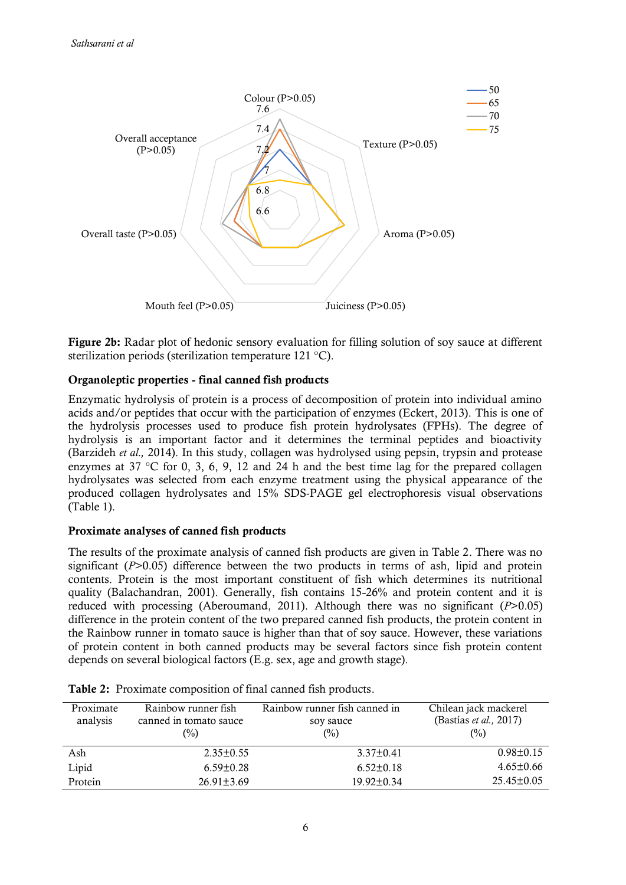Figure 2b: Radar plot of hedonic sensory evaluation for filling solution of soy sauce at different sterilization periods (sterilization temperature 121 °C).

### Organoleptic properties - final canned fish products

Enzymatic hydrolysis of protein is a process of decomposition of protein into individual amino acids and/or peptides that occur with the participation of enzymes (Eckert, 2013). This is one of the hydrolysis processes used to produce fish protein hydrolysates (FPHs). The degree of hydrolysis is an important factor and it determines the terminal peptides and bioactivity (Barzideh *et al.,* 2014). In this study, collagen was hydrolysed using pepsin, trypsin and protease enzymes at 37 °C for 0, 3, 6, 9, 12 and 24 h and the best time lag for the prepared collagen hydrolysates was selected from each enzyme treatment using the physical appearance of the produced collagen hydrolysates and 15% SDS-PAGE gel electrophoresis visual observations (Table 1).

### Proximate analyses of canned fish products

The results of the proximate analysis of canned fish products are given in Table 2. There was no significant ($P$>0.05) difference between the two products in terms of ash, lipid and protein contents. Protein is the most important constituent of fish which determines its nutritional quality (Balachandran, 2001). Generally, fish contains 15-26% and protein content and it is reduced with processing (Aberoumand, 2011). Although there was no significant ($P$>0.05) difference in the protein content of the two prepared canned fish products, the protein content in the Rainbow runner in tomato sauce is higher than that of soy sauce. However, these variations of protein content in both canned products may be several factors since fish protein content depends on several biological factors (E.g. sex, age and growth stage).

**Table 2:** Proximate composition of final canned fish products.

| Proximate analysis | Rainbow runner fish canned in tomato sauce (%) | Rainbow runner fish canned in soy sauce (%) | Chilean jack mackerel (Bastías *et al.,* 2017) (%) |
|---|---|---|---|
| Ash | 2.35±0.55 | 3.37±0.41 | 0.98±0.15 |
| Lipid | 6.59±0.28 | 6.52±0.18 | 4.65±0.66 |
| Protein | 26.91±3.69 | 19.92±0.34 | 25.45±0.05 |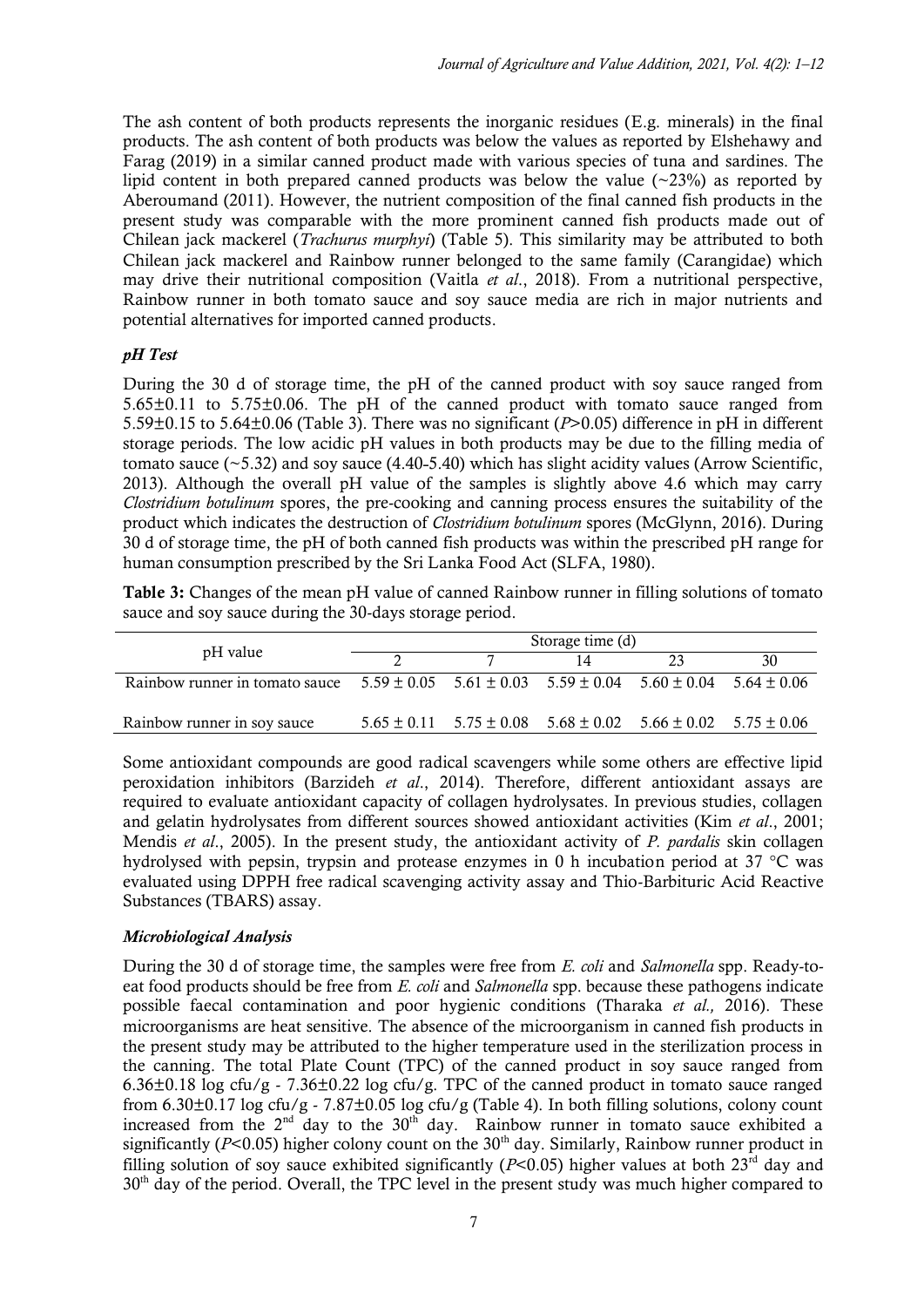The ash content of both products represents the inorganic residues (E.g. minerals) in the final products. The ash content of both products was below the values as reported by Elshehawy and Farag (2019) in a similar canned product made with various species of tuna and sardines. The lipid content in both prepared canned products was below the value (~23%) as reported by Aberoumand (2011). However, the nutrient composition of the final canned fish products in the present study was comparable with the more prominent canned fish products made out of Chilean jack mackerel (*Trachurus murphyi*) (Table 5). This similarity may be attributed to both Chilean jack mackerel and Rainbow runner belonged to the same family (Carangidae) which may drive their nutritional composition (Vaitla *et al*., 2018). From a nutritional perspective, Rainbow runner in both tomato sauce and soy sauce media are rich in major nutrients and potential alternatives for imported canned products.

### *pH Test*

During the 30 d of storage time, the pH of the canned product with soy sauce ranged from 5.65±0.11 to 5.75±0.06. The pH of the canned product with tomato sauce ranged from 5.59±0.15 to 5.64±0.06 (Table 3). There was no significant ($P>0.05$) difference in pH in different storage periods. The low acidic pH values in both products may be due to the filling media of tomato sauce (~5.32) and soy sauce (4.40-5.40) which has slight acidity values (Arrow Scientific, 2013). Although the overall pH value of the samples is slightly above 4.6 which may carry *Clostridium botulinum* spores, the pre-cooking and canning process ensures the suitability of the product which indicates the destruction of *Clostridium botulinum* spores (McGlynn, 2016). During 30 d of storage time, the pH of both canned fish products was within the prescribed pH range for human consumption prescribed by the Sri Lanka Food Act (SLFA, 1980).

**Table 3:** Changes of the mean pH value of canned Rainbow runner in filling solutions of tomato sauce and soy sauce during the 30-days storage period.

| pH value | Storage time (d) | | | | |
|---|---|---|---|---|---|
| | 2 | 7 | 14 | 23 | 30 |
| Rainbow runner in tomato sauce | 5.59 ± 0.05 | 5.61 ± 0.03 | 5.59 ± 0.04 | 5.60 ± 0.04 | 5.64 ± 0.06 |
| Rainbow runner in soy sauce | 5.65 ± 0.11 | 5.75 ± 0.08 | 5.68 ± 0.02 | 5.66 ± 0.02 | 5.75 ± 0.06 |

Some antioxidant compounds are good radical scavengers while some others are effective lipid peroxidation inhibitors (Barzideh *et al*., 2014). Therefore, different antioxidant assays are required to evaluate antioxidant capacity of collagen hydrolysates. In previous studies, collagen and gelatin hydrolysates from different sources showed antioxidant activities (Kim *et al*., 2001; Mendis *et al*., 2005). In the present study, the antioxidant activity of *P. pardalis* skin collagen hydrolysed with pepsin, trypsin and protease enzymes in 0 h incubation period at 37 °C was evaluated using DPPH free radical scavenging activity assay and Thio-Barbituric Acid Reactive Substances (TBARS) assay.

### *Microbiological Analysis*

During the 30 d of storage time, the samples were free from *E. coli* and *Salmonella* spp. Ready-to-eat food products should be free from *E. coli* and *Salmonella* spp. because these pathogens indicate possible faecal contamination and poor hygienic conditions (Tharaka *et al.,* 2016). These microorganisms are heat sensitive. The absence of the microorganism in canned fish products in the present study may be attributed to the higher temperature used in the sterilization process in the canning. The total Plate Count (TPC) of the canned product in soy sauce ranged from 6.36±0.18 log cfu/g - 7.36±0.22 log cfu/g. TPC of the canned product in tomato sauce ranged from 6.30±0.17 log cfu/g - 7.87±0.05 log cfu/g (Table 4). In both filling solutions, colony count increased from the 2nd day to the 30th day. Rainbow runner in tomato sauce exhibited a significantly ($P<0.05$) higher colony count on the 30th day. Similarly, Rainbow runner product in filling solution of soy sauce exhibited significantly ($P<0.05$) higher values at both 23rd day and 30th day of the period. Overall, the TPC level in the present study was much higher compared to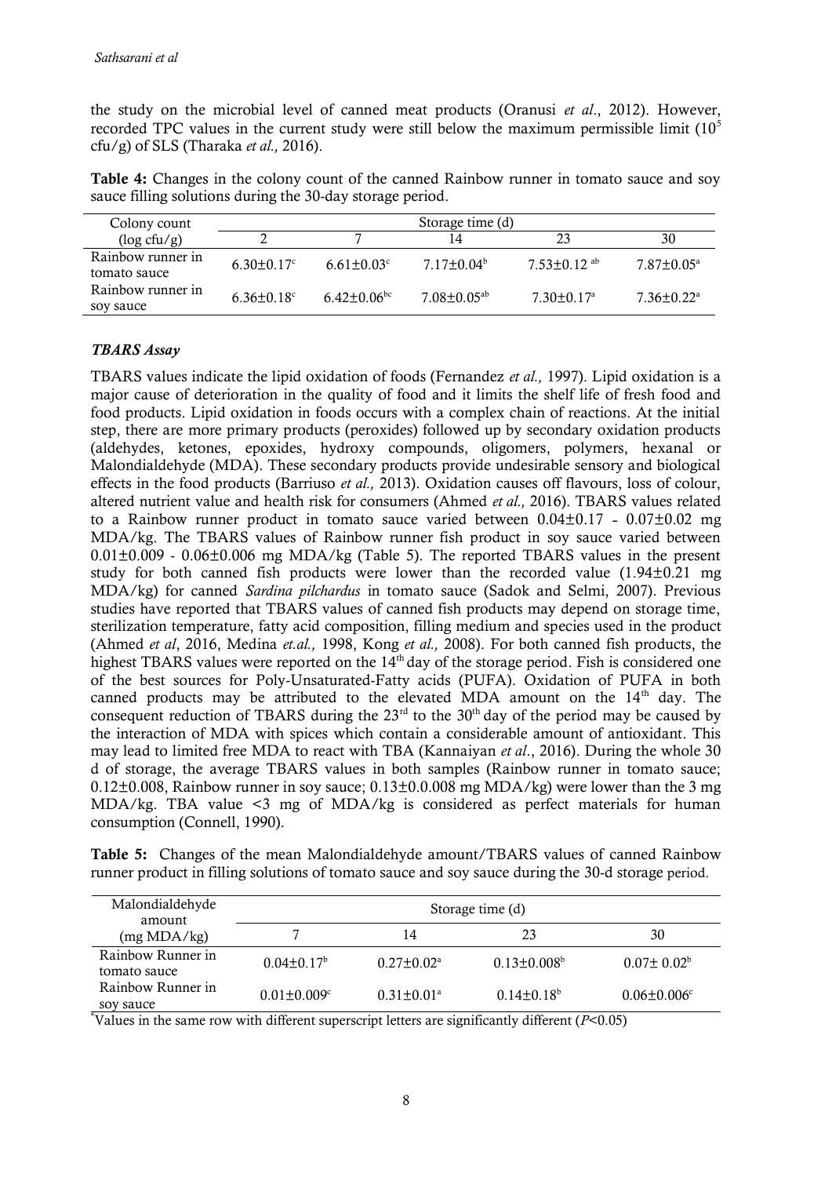the study on the microbial level of canned meat products (Oranusi *et al*., 2012). However, recorded TPC values in the current study were still below the maximum permissible limit ($10^5$ cfu/g) of SLS (Tharaka *et al.,* 2016).

**Table 4:** Changes in the colony count of the canned Rainbow runner in tomato sauce and soy sauce filling solutions during the 30-day storage period.

| Colony count (log cfu/g) | Storage time (d) | | | | |
|---|---|---|---|---|---|
| | 2 | 7 | 14 | 23 | 30 |
| Rainbow runner in tomato sauce | 6.30±0.17[c] | 6.61±0.03[c] | 7.17±0.04[b] | 7.53±0.12 [ab] | 7.87±0.05[a] |
| Rainbow runner in soy sauce | 6.36±0.18[c] | 6.42±0.06[bc] | 7.08±0.05[ab] | 7.30±0.17[a] | 7.36±0.22[a] |

### *TBARS Assay*

TBARS values indicate the lipid oxidation of foods (Fernandez *et al.,* 1997). Lipid oxidation is a major cause of deterioration in the quality of food and it limits the shelf life of fresh food and food products. Lipid oxidation in foods occurs with a complex chain of reactions. At the initial step, there are more primary products (peroxides) followed up by secondary oxidation products (aldehydes, ketones, epoxides, hydroxy compounds, oligomers, polymers, hexanal or Malondialdehyde (MDA). These secondary products provide undesirable sensory and biological effects in the food products (Barriuso *et al.,* 2013). Oxidation causes off flavours, loss of colour, altered nutrient value and health risk for consumers (Ahmed *et al.,* 2016). TBARS values related to a Rainbow runner product in tomato sauce varied between 0.04±0.17 - 0.07±0.02 mg MDA/kg. The TBARS values of Rainbow runner fish product in soy sauce varied between 0.01±0.009 - 0.06±0.006 mg MDA/kg (Table 5). The reported TBARS values in the present study for both canned fish products were lower than the recorded value (1.94±0.21 mg MDA/kg) for canned *Sardina pilchardus* in tomato sauce (Sadok and Selmi, 2007). Previous studies have reported that TBARS values of canned fish products may depend on storage time, sterilization temperature, fatty acid composition, filling medium and species used in the product (Ahmed *et al*, 2016, Medina *et.al.,* 1998, Kong *et al.,* 2008). For both canned fish products, the highest TBARS values were reported on the 14th day of the storage period. Fish is considered one of the best sources for Poly-Unsaturated-Fatty acids (PUFA). Oxidation of PUFA in both canned products may be attributed to the elevated MDA amount on the 14th day. The consequent reduction of TBARS during the 23rd to the 30th day of the period may be caused by the interaction of MDA with spices which contain a considerable amount of antioxidant. This may lead to limited free MDA to react with TBA (Kannaiyan *et al*., 2016). During the whole 30 d of storage, the average TBARS values in both samples (Rainbow runner in tomato sauce; 0.12±0.008, Rainbow runner in soy sauce; 0.13±0.0.008 mg MDA/kg) were lower than the 3 mg MDA/kg. TBA value <3 mg of MDA/kg is considered as perfect materials for human consumption (Connell, 1990).

**Table 5:** Changes of the mean Malondialdehyde amount/TBARS values of canned Rainbow runner product in filling solutions of tomato sauce and soy sauce during the 30-d storage period.

| Malondialdehyde amount (mg MDA/kg) | Storage time (d) | | | |
|---|---|---|---|---|
| | 7 | 14 | 23 | 30 |
| Rainbow Runner in tomato sauce | 0.04±0.17[b] | 0.27±0.02[a] | 0.13±0.008[b] | 0.07± 0.02[b] |
| Rainbow Runner in soy sauce | 0.01±0.009[c] | 0.31±0.01[a] | 0.14±0.18[b] | 0.06±0.006[c] |

*Values in the same row with different superscript letters are significantly different ($P$<0.05)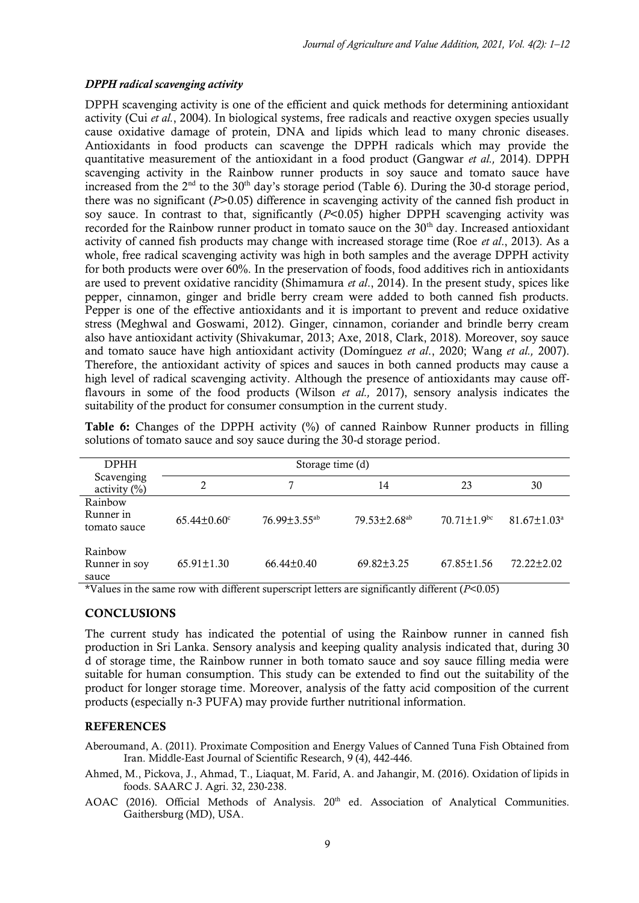### *DPPH radical scavenging activity*

DPPH scavenging activity is one of the efficient and quick methods for determining antioxidant activity (Cui *et al.*, 2004). In biological systems, free radicals and reactive oxygen species usually cause oxidative damage of protein, DNA and lipids which lead to many chronic diseases. Antioxidants in food products can scavenge the DPPH radicals which may provide the quantitative measurement of the antioxidant in a food product (Gangwar *et al.,* 2014). DPPH scavenging activity in the Rainbow runner products in soy sauce and tomato sauce have increased from the 2nd to the 30th day's storage period (Table 6). During the 30-d storage period, there was no significant ($P$>0.05) difference in scavenging activity of the canned fish product in soy sauce. In contrast to that, significantly ($P$<0.05) higher DPPH scavenging activity was recorded for the Rainbow runner product in tomato sauce on the 30th day. Increased antioxidant activity of canned fish products may change with increased storage time (Roe *et al*., 2013). As a whole, free radical scavenging activity was high in both samples and the average DPPH activity for both products were over 60%. In the preservation of foods, food additives rich in antioxidants are used to prevent oxidative rancidity (Shimamura *et al*., 2014). In the present study, spices like pepper, cinnamon, ginger and bridle berry cream were added to both canned fish products. Pepper is one of the effective antioxidants and it is important to prevent and reduce oxidative stress (Meghwal and Goswami, 2012). Ginger, cinnamon, coriander and brindle berry cream also have antioxidant activity (Shivakumar, 2013; Axe, 2018, Clark, 2018). Moreover, soy sauce and tomato sauce have high antioxidant activity (Domínguez *et al*., 2020; Wang *et al.,* 2007). Therefore, the antioxidant activity of spices and sauces in both canned products may cause a high level of radical scavenging activity. Although the presence of antioxidants may cause off-flavours in some of the food products (Wilson *et al.,* 2017), sensory analysis indicates the suitability of the product for consumer consumption in the current study.

**Table 6:** Changes of the DPPH activity (%) of canned Rainbow Runner products in filling solutions of tomato sauce and soy sauce during the 30-d storage period.

| DPHH Scavenging activity (%) | Storage time (d) | | | | |
|---|---|---|---|---|---|
| | 2 | 7 | 14 | 23 | 30 |
| Rainbow Runner in tomato sauce | 65.44±0.60$^{c}$ | 76.99±3.55$^{ab}$ | 79.53±2.68$^{ab}$ | 70.71±1.9$^{bc}$ | 81.67±1.03$^{a}$ |
| Rainbow Runner in soy sauce | 65.91±1.30 | 66.44±0.40 | 69.82±3.25 | 67.85±1.56 | 72.22±2.02 |

*Values in the same row with different superscript letters are significantly different ($P$<0.05)

## CONCLUSIONS

The current study has indicated the potential of using the Rainbow runner in canned fish production in Sri Lanka. Sensory analysis and keeping quality analysis indicated that, during 30 d of storage time, the Rainbow runner in both tomato sauce and soy sauce filling media were suitable for human consumption. This study can be extended to find out the suitability of the product for longer storage time. Moreover, analysis of the fatty acid composition of the current products (especially n-3 PUFA) may provide further nutritional information.

## REFERENCES

Aberoumand, A. (2011). Proximate Composition and Energy Values of Canned Tuna Fish Obtained from Iran. Middle-East Journal of Scientific Research, 9 (4), 442-446.

Ahmed, M., Pickova, J., Ahmad, T., Liaquat, M. Farid, A. and Jahangir, M. (2016). Oxidation of lipids in foods. SAARC J. Agri. 32, 230-238.

AOAC (2016). Official Methods of Analysis. 20th ed. Association of Analytical Communities. Gaithersburg (MD), USA.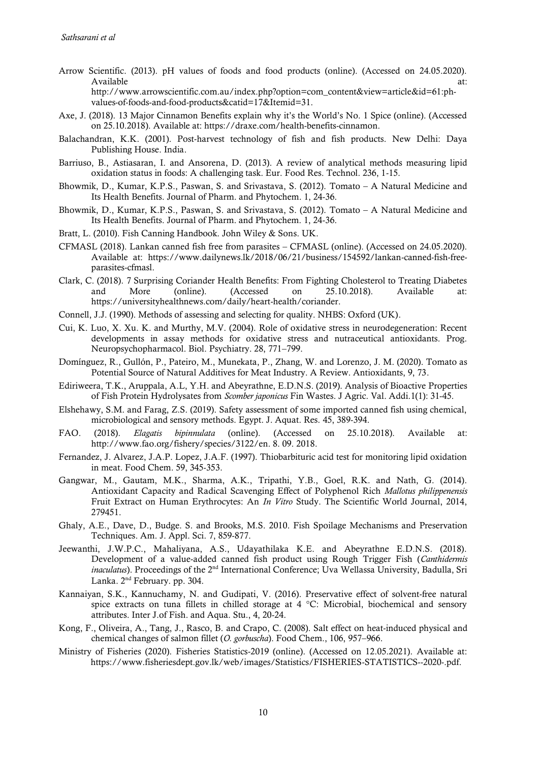Arrow Scientific. (2013). pH values of foods and food products (online). (Accessed on 24.05.2020). Available at: http://www.arrowscientific.com.au/index.php?option=com_content&view=article&id=61:ph-values-of-foods-and-food-products&catid=17&Itemid=31.

Axe, J. (2018). 13 Major Cinnamon Benefits explain why it's the World's No. 1 Spice (online). (Accessed on 25.10.2018). Available at: https://draxe.com/health-benefits-cinnamon.

Balachandran, K.K. (2001). Post-harvest technology of fish and fish products. New Delhi: Daya Publishing House. India.

Barriuso, B., Astiasaran, I. and Ansorena, D. (2013). A review of analytical methods measuring lipid oxidation status in foods: A challenging task. Eur. Food Res. Technol. 236, 1-15.

Bhowmik, D., Kumar, K.P.S., Paswan, S. and Srivastava, S. (2012). Tomato – A Natural Medicine and Its Health Benefits. Journal of Pharm. and Phytochem. 1, 24-36.

Bhowmik, D., Kumar, K.P.S., Paswan, S. and Srivastava, S. (2012). Tomato – A Natural Medicine and Its Health Benefits. Journal of Pharm. and Phytochem. 1, 24-36.

Bratt, L. (2010). Fish Canning Handbook. John Wiley & Sons. UK.

CFMASL (2018). Lankan canned fish free from parasites – CFMASL (online). (Accessed on 24.05.2020). Available at: https://www.dailynews.lk/2018/06/21/business/154592/lankan-canned-fish-free-parasites-cfmasl.

Clark, C. (2018). 7 Surprising Coriander Health Benefits: From Fighting Cholesterol to Treating Diabetes and More (online). (Accessed on 25.10.2018). Available at: https://universityhealthnews.com/daily/heart-health/coriander.

Connell, J.J. (1990). Methods of assessing and selecting for quality. NHBS: Oxford (UK).

Cui, K. Luo, X. Xu. K. and Murthy, M.V. (2004). Role of oxidative stress in neurodegeneration: Recent developments in assay methods for oxidative stress and nutraceutical antioxidants. Prog. Neuropsychopharmacol. Biol. Psychiatry. 28, 771–799.

Domínguez, R., Gullón, P., Pateiro, M., Munekata, P., Zhang, W. and Lorenzo, J. M. (2020). Tomato as Potential Source of Natural Additives for Meat Industry. A Review. Antioxidants, 9, 73.

Ediriweera, T.K., Aruppala, A.L, Y.H. and Abeyrathne, E.D.N.S. (2019). Analysis of Bioactive Properties of Fish Protein Hydrolysates from *Scomber japonicus* Fin Wastes. J Agric. Val. Addi.1(1): 31-45.

Elshehawy, S.M. and Farag, Z.S. (2019). Safety assessment of some imported canned fish using chemical, microbiological and sensory methods. Egypt. J. Aquat. Res. 45, 389-394.

FAO. (2018). *Elagatis bipinnulata* (online). (Accessed on 25.10.2018). Available at: http://www.fao.org/fishery/species/3122/en. 8. 09. 2018.

Fernandez, J. Alvarez, J.A.P. Lopez, J.A.F. (1997). Thiobarbituric acid test for monitoring lipid oxidation in meat. Food Chem. 59, 345-353.

Gangwar, M., Gautam, M.K., Sharma, A.K., Tripathi, Y.B., Goel, R.K. and Nath, G. (2014). Antioxidant Capacity and Radical Scavenging Effect of Polyphenol Rich *Mallotus philippenensis* Fruit Extract on Human Erythrocytes: An *In Vitro* Study. The Scientific World Journal, 2014, 279451.

Ghaly, A.E., Dave, D., Budge. S. and Brooks, M.S. 2010. Fish Spoilage Mechanisms and Preservation Techniques. Am. J. Appl. Sci. 7, 859-877.

Jeewanthi, J.W.P.C., Mahaliyana, A.S., Udayathilaka K.E. and Abeyrathne E.D.N.S. (2018). Development of a value-added canned fish product using Rough Trigger Fish (*Canthidermis inaculatus*). Proceedings of the 2nd International Conference; Uva Wellassa University, Badulla, Sri Lanka. 2nd February. pp. 304.

Kannaiyan, S.K., Kannuchamy, N. and Gudipati, V. (2016). Preservative effect of solvent-free natural spice extracts on tuna fillets in chilled storage at 4 °C: Microbial, biochemical and sensory attributes. Inter J.of Fish. and Aqua. Stu., 4, 20-24.

Kong, F., Oliveira, A., Tang, J., Rasco, B. and Crapo, C. (2008). Salt effect on heat-induced physical and chemical changes of salmon fillet (*O. gorbuscha*). Food Chem., 106, 957–966.

Ministry of Fisheries (2020). Fisheries Statistics-2019 (online). (Accessed on 12.05.2021). Available at: https://www.fisheriesdept.gov.lk/web/images/Statistics/FISHERIES-STATISTICS--2020-.pdf.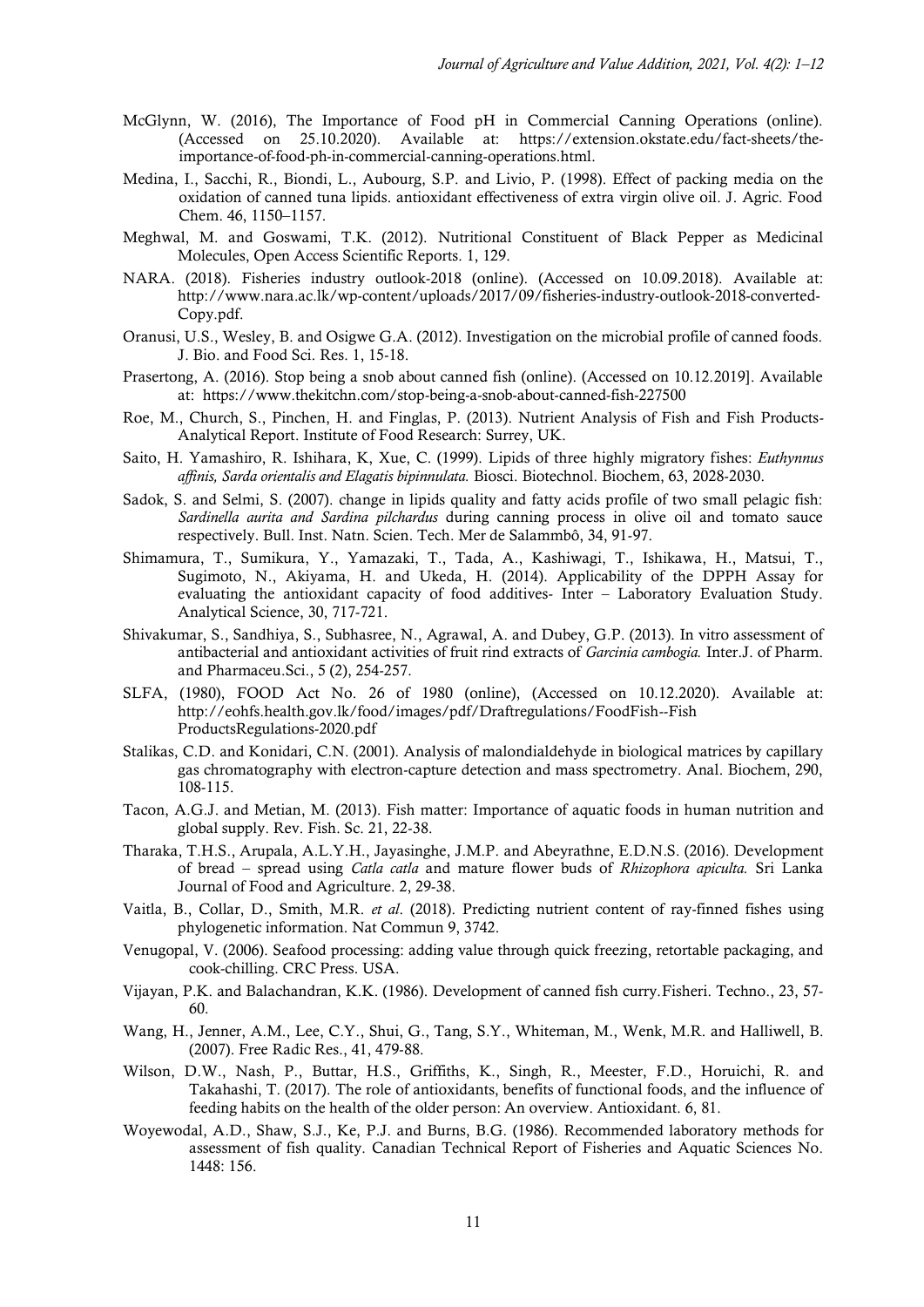McGlynn, W. (2016), The Importance of Food pH in Commercial Canning Operations (online). (Accessed on 25.10.2020). Available at: https://extension.okstate.edu/fact-sheets/the-importance-of-food-ph-in-commercial-canning-operations.html.

Medina, I., Sacchi, R., Biondi, L., Aubourg, S.P. and Livio, P. (1998). Effect of packing media on the oxidation of canned tuna lipids. antioxidant effectiveness of extra virgin olive oil. J. Agric. Food Chem. 46, 1150–1157.

Meghwal, M. and Goswami, T.K. (2012). Nutritional Constituent of Black Pepper as Medicinal Molecules, Open Access Scientific Reports. 1, 129.

NARA. (2018). Fisheries industry outlook-2018 (online). (Accessed on 10.09.2018). Available at: http://www.nara.ac.lk/wp-content/uploads/2017/09/fisheries-industry-outlook-2018-converted-Copy.pdf.

Oranusi, U.S., Wesley, B. and Osigwe G.A. (2012). Investigation on the microbial profile of canned foods. J. Bio. and Food Sci. Res. 1, 15-18.

Prasertong, A. (2016). Stop being a snob about canned fish (online). (Accessed on 10.12.2019]. Available at: https://www.thekitchn.com/stop-being-a-snob-about-canned-fish-227500

Roe, M., Church, S., Pinchen, H. and Finglas, P. (2013). Nutrient Analysis of Fish and Fish Products-Analytical Report. Institute of Food Research: Surrey, UK.

Saito, H. Yamashiro, R. Ishihara, K, Xue, C. (1999). Lipids of three highly migratory fishes: *Euthynnus affinis, Sarda orientalis and Elagatis bipinnulata.* Biosci. Biotechnol. Biochem, 63, 2028-2030.

Sadok, S. and Selmi, S. (2007). change in lipids quality and fatty acids profile of two small pelagic fish: *Sardinella aurita and Sardina pilchardus* during canning process in olive oil and tomato sauce respectively. Bull. Inst. Natn. Scien. Tech. Mer de Salammbô, 34, 91-97.

Shimamura, T., Sumikura, Y., Yamazaki, T., Tada, A., Kashiwagi, T., Ishikawa, H., Matsui, T., Sugimoto, N., Akiyama, H. and Ukeda, H. (2014). Applicability of the DPPH Assay for evaluating the antioxidant capacity of food additives- Inter – Laboratory Evaluation Study. Analytical Science, 30, 717-721.

Shivakumar, S., Sandhiya, S., Subhasree, N., Agrawal, A. and Dubey, G.P. (2013). In vitro assessment of antibacterial and antioxidant activities of fruit rind extracts of *Garcinia cambogia.* Inter.J. of Pharm. and Pharmaceu.Sci., 5 (2), 254-257.

SLFA, (1980), FOOD Act No. 26 of 1980 (online), (Accessed on 10.12.2020). Available at: http://eohfs.health.gov.lk/food/images/pdf/Draftregulations/FoodFish--Fish ProductsRegulations-2020.pdf

Stalikas, C.D. and Konidari, C.N. (2001). Analysis of malondialdehyde in biological matrices by capillary gas chromatography with electron-capture detection and mass spectrometry. Anal. Biochem, 290, 108-115.

Tacon, A.G.J. and Metian, M. (2013). Fish matter: Importance of aquatic foods in human nutrition and global supply. Rev. Fish. Sc. 21, 22-38.

Tharaka, T.H.S., Arupala, A.L.Y.H., Jayasinghe, J.M.P. and Abeyrathne, E.D.N.S. (2016). Development of bread – spread using *Catla catla* and mature flower buds of *Rhizophora apiculta.* Sri Lanka Journal of Food and Agriculture. 2, 29-38.

Vaitla, B., Collar, D., Smith, M.R. *et al*. (2018). Predicting nutrient content of ray-finned fishes using phylogenetic information. Nat Commun 9, 3742.

Venugopal, V. (2006). Seafood processing: adding value through quick freezing, retortable packaging, and cook-chilling. CRC Press. USA.

Vijayan, P.K. and Balachandran, K.K. (1986). Development of canned fish curry.Fisheri. Techno., 23, 57-60.

Wang, H., Jenner, A.M., Lee, C.Y., Shui, G., Tang, S.Y., Whiteman, M., Wenk, M.R. and Halliwell, B. (2007). Free Radic Res., 41, 479-88.

Wilson, D.W., Nash, P., Buttar, H.S., Griffiths, K., Singh, R., Meester, F.D., Horuichi, R. and Takahashi, T. (2017). The role of antioxidants, benefits of functional foods, and the influence of feeding habits on the health of the older person: An overview. Antioxidant. 6, 81.

Woyewodal, A.D., Shaw, S.J., Ke, P.J. and Burns, B.G. (1986). Recommended laboratory methods for assessment of fish quality. Canadian Technical Report of Fisheries and Aquatic Sciences No. 1448: 156.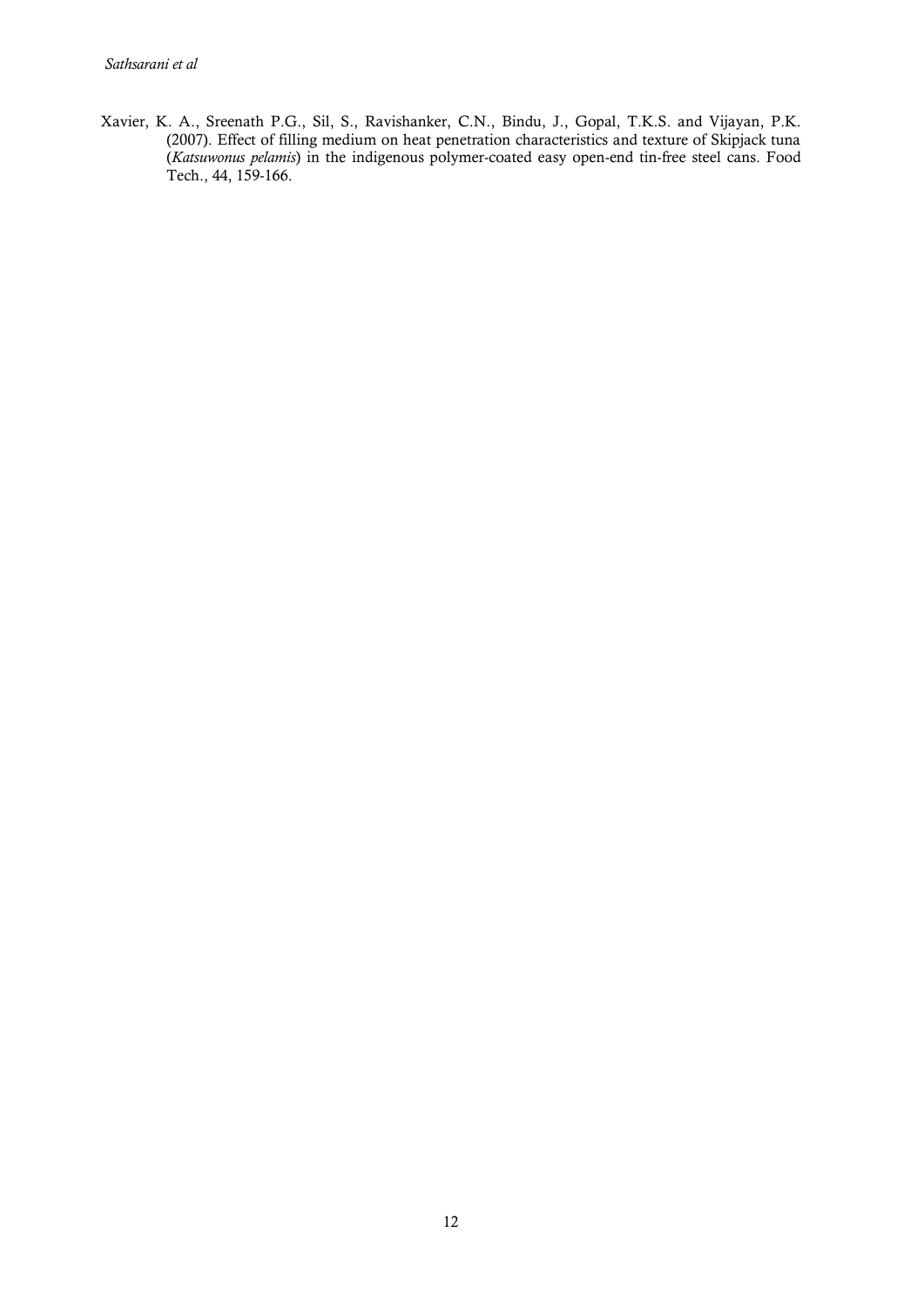Xavier, K. A., Sreenath P.G., Sil, S., Ravishanker, C.N., Bindu, J., Gopal, T.K.S. and Vijayan, P.K. (2007). Effect of filling medium on heat penetration characteristics and texture of Skipjack tuna (*Katsuwonus pelamis*) in the indigenous polymer-coated easy open-end tin-free steel cans. Food Tech., 44, 159-166.